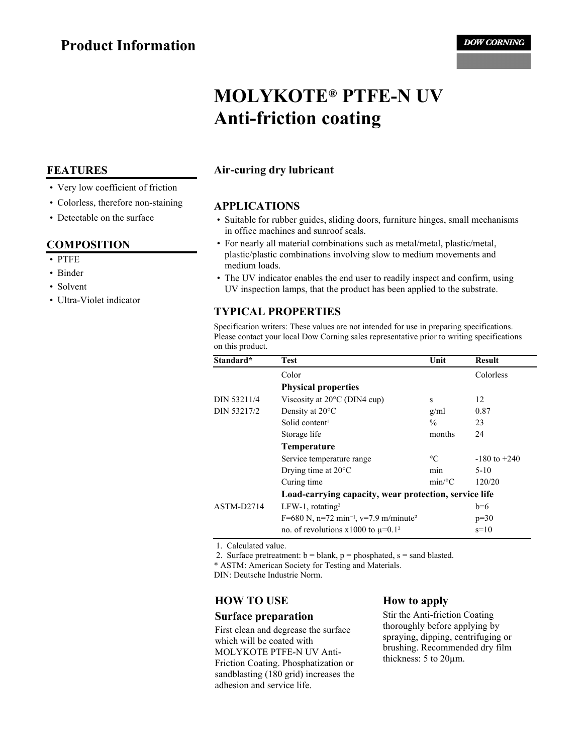# Product Information

DOW CORNING

# MOLYKOTE® PTFE-N UV Anti-friction coating

## FEATURES

- Very low coefficient of friction
- Colorless, therefore non-staining
- Detectable on the surface

## COMPOSITION

- PTFE
- Binder
- Solvent
- Ultra-Violet indicator

**Air-curing dry lubricant**

## APPLICATIONS

- Suitable for rubber guides, sliding doors, furniture hinges, small mechanisms in office machines and sunroof seals.
- For nearly all material combinations such as metal/metal, plastic/metal, plastic/plastic combinations involving slow to medium movements and medium loads.
- The UV indicator enables the end user to readily inspect and confirm, using UV inspection lamps, that the product has been applied to the substrate.

## TYPICAL PROPERTIES

Specification writers: These values are not intended for use in preparing specifications. Please contact your local Dow Corning sales representative prior to writing specifications on this product.

| Standard* | Test | Unit | Result |
|---|---|---|---|
| | Color | | Colorless |
| | **Physical properties** | | |
| DIN 53211/4 | Viscosity at 20°C (DIN4 cup) | s | 12 |
| DIN 53217/2 | Density at 20°C | g/ml | 0.87 |
| | Solid content[1] | % | 23 |
| | Storage life | months | 24 |
| | **Temperature** | | |
| | Service temperature range | °C | -180 to +240 |
| | Drying time at 20°C | min | 5-10 |
| | Curing time | min/°C | 120/20 |
| | **Load-carrying capacity, wear protection, service life** | | |
| ASTM-D2714 | LFW-1, rotating[2] | | b=6 |
| | F=680 N, n=72 $min^{-1}$, v=7.9 m/minute[2] | | p=30 |
| | no. of revolutions x1000 to $\mu$=0.1[2] | | s=10 |

1. Calculated value.
2. Surface pretreatment: b = blank, p = phosphated, s = sand blasted.

\* ASTM: American Society for Testing and Materials.
DIN: Deutsche Industrie Norm.

## HOW TO USE

### Surface preparation

First clean and degrease the surface which will be coated with MOLYKOTE PTFE-N UV Anti-Friction Coating. Phosphatization or sandblasting (180 grid) increases the adhesion and service life.

### How to apply

Stir the Anti-friction Coating thoroughly before applying by spraying, dipping, centrifuging or brushing. Recommended dry film thickness: 5 to 20µm.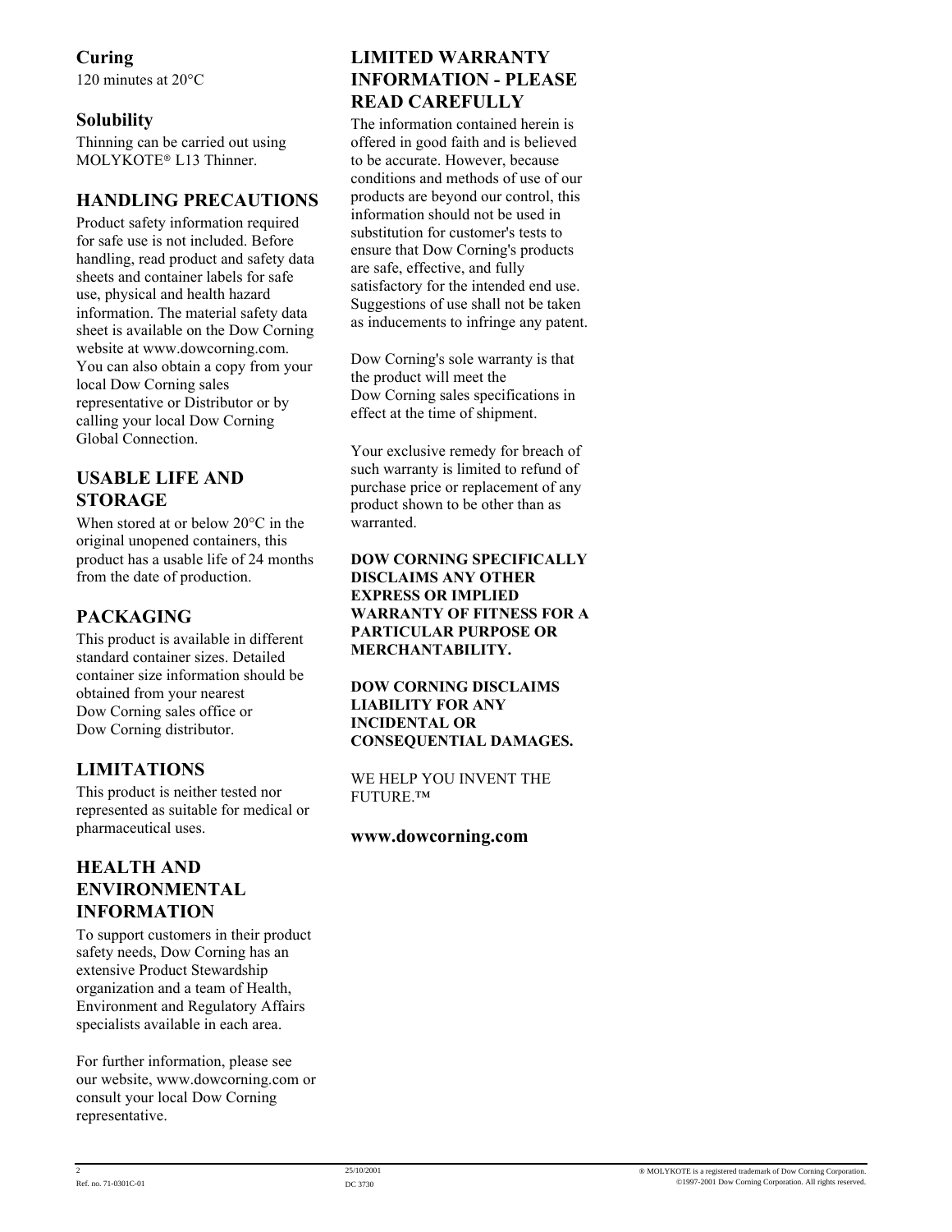## Curing

120 minutes at 20°C

## Solubility

Thinning can be carried out using MOLYKOTE® L13 Thinner.

## HANDLING PRECAUTIONS

Product safety information required for safe use is not included. Before handling, read product and safety data sheets and container labels for safe use, physical and health hazard information. The material safety data sheet is available on the Dow Corning website at www.dowcorning.com. You can also obtain a copy from your local Dow Corning sales representative or Distributor or by calling your local Dow Corning Global Connection.

## USABLE LIFE AND STORAGE

When stored at or below 20°C in the original unopened containers, this product has a usable life of 24 months from the date of production.

## PACKAGING

This product is available in different standard container sizes. Detailed container size information should be obtained from your nearest Dow Corning sales office or Dow Corning distributor.

## LIMITATIONS

This product is neither tested nor represented as suitable for medical or pharmaceutical uses.

## HEALTH AND ENVIRONMENTAL INFORMATION

To support customers in their product safety needs, Dow Corning has an extensive Product Stewardship organization and a team of Health, Environment and Regulatory Affairs specialists available in each area.

For further information, please see our website, www.dowcorning.com or consult your local Dow Corning representative.

## LIMITED WARRANTY INFORMATION - PLEASE READ CAREFULLY

The information contained herein is offered in good faith and is believed to be accurate. However, because conditions and methods of use of our products are beyond our control, this information should not be used in substitution for customer's tests to ensure that Dow Corning's products are safe, effective, and fully satisfactory for the intended end use. Suggestions of use shall not be taken as inducements to infringe any patent.

Dow Corning's sole warranty is that the product will meet the Dow Corning sales specifications in effect at the time of shipment.

Your exclusive remedy for breach of such warranty is limited to refund of purchase price or replacement of any product shown to be other than as warranted.

**DOW CORNING SPECIFICALLY DISCLAIMS ANY OTHER EXPRESS OR IMPLIED WARRANTY OF FITNESS FOR A PARTICULAR PURPOSE OR MERCHANTABILITY.**

**DOW CORNING DISCLAIMS LIABILITY FOR ANY INCIDENTAL OR CONSEQUENTIAL DAMAGES.**

WE HELP YOU INVENT THE FUTURE.™

**www.dowcorning.com**

Ref. no. 71-0301C-01 | 25/10/2001 | DC 3730

® MOLYKOTE is a registered trademark of Dow Corning Corporation.
©1997-2001 Dow Corning Corporation. All rights reserved.